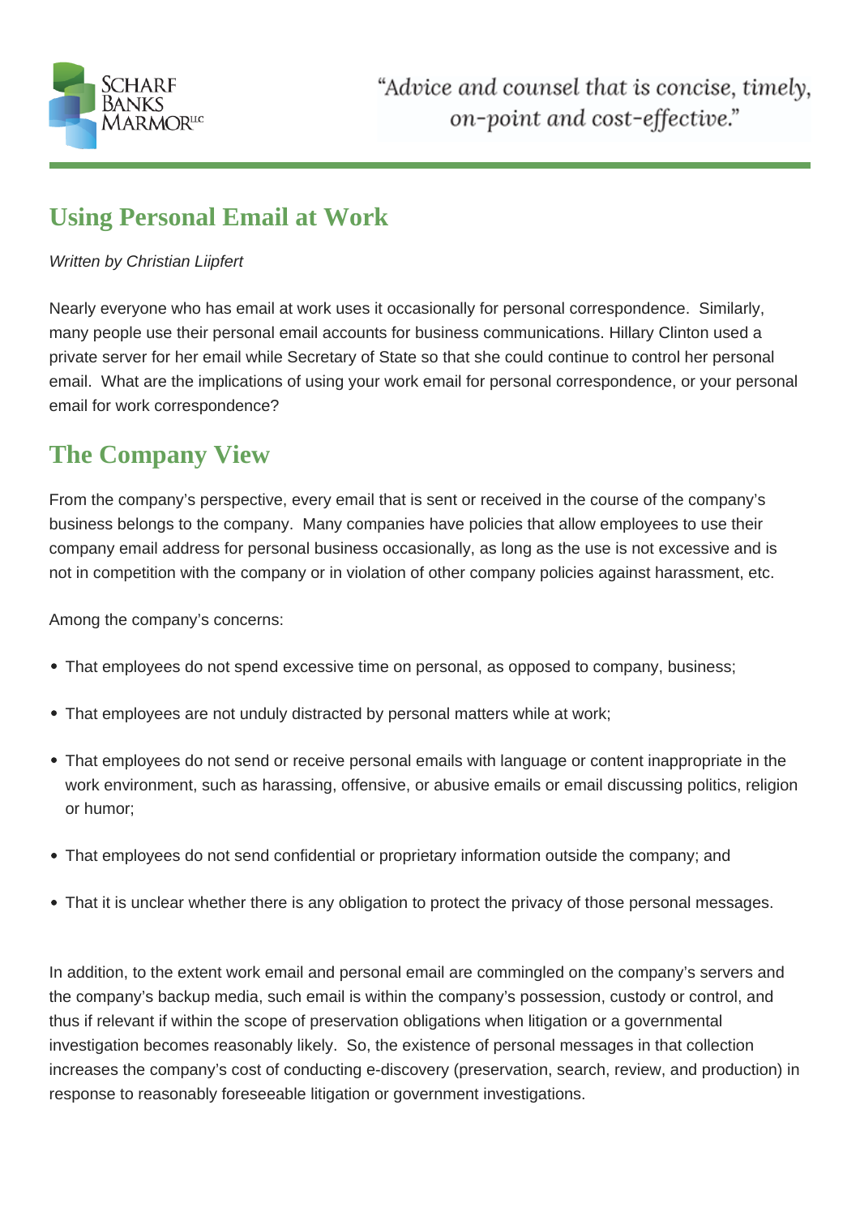# Using Personal Email at Work

*Written by Christian Liipfert*

Nearly everyone who has email at work uses it occasionally for personal correspondence. Similarly, many people use their personal email accounts for business communications. Hillary Clinton used a private server for her email while Secretary of State so that she could continue to control her personal email. What are the implications of using your work email for personal correspondence, or your personal email for work correspondence?

## The Company View

From the company's perspective, every email that is sent or received in the course of the company's business belongs to the company. Many companies have policies that allow employees to use their company email address for personal business occasionally, as long as the use is not excessive and is not in competition with the company or in violation of other company policies against harassment, etc.

Among the company's concerns:

- That employees do not spend excessive time on personal, as opposed to company, business;
- That employees are not unduly distracted by personal matters while at work;
- That employees do not send or receive personal emails with language or content inappropriate in the work environment, such as harassing, offensive, or abusive emails or email discussing politics, religion or humor;
- That employees do not send confidential or proprietary information outside the company; and
- That it is unclear whether there is any obligation to protect the privacy of those personal messages.

In addition, to the extent work email and personal email are commingled on the company's servers and the company's backup media, such email is within the company's possession, custody or control, and thus if relevant if within the scope of preservation obligations when litigation or a governmental investigation becomes reasonably likely. So, the existence of personal messages in that collection increases the company's cost of conducting e-discovery (preservation, search, review, and production) in response to reasonably foreseeable litigation or government investigations.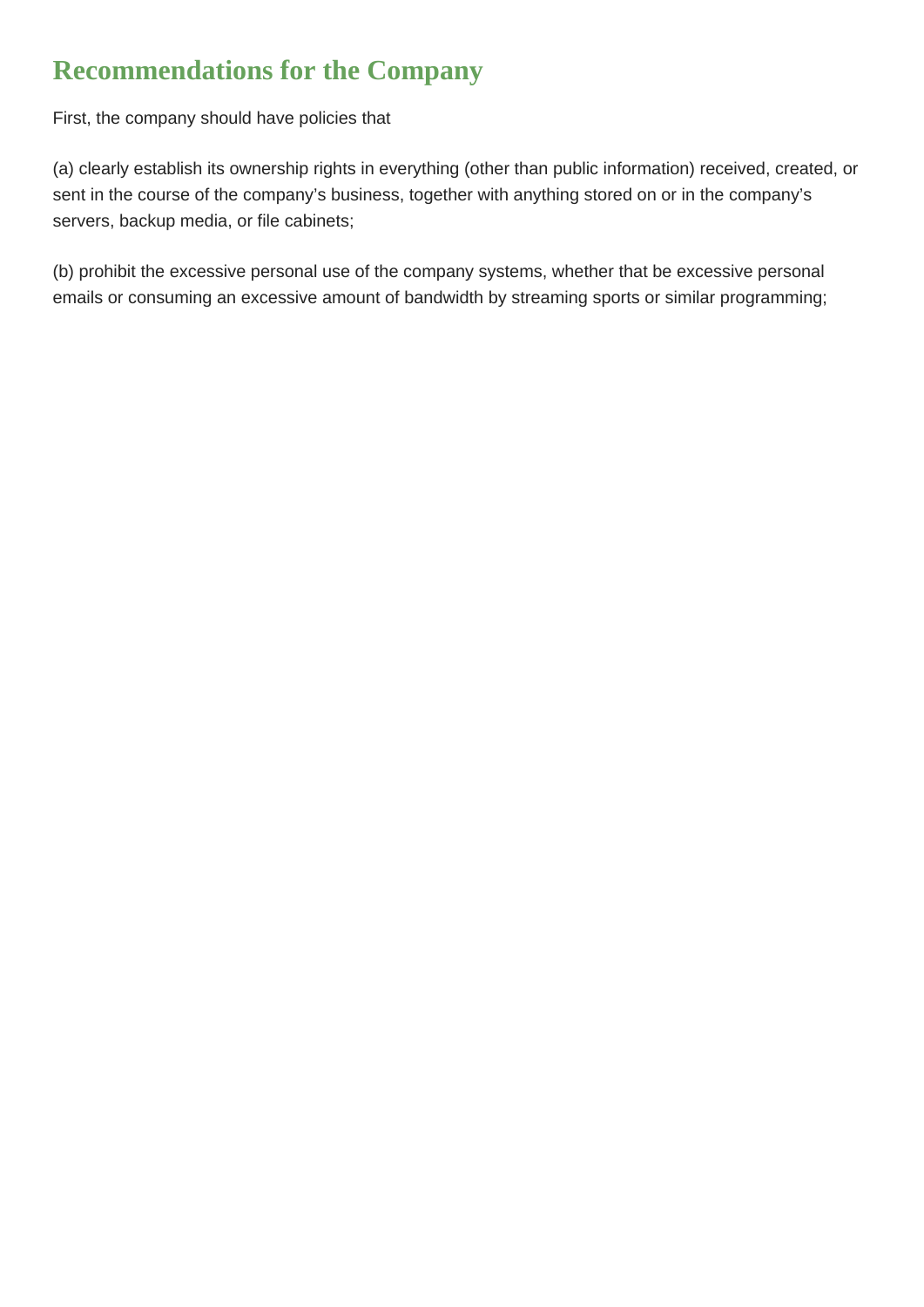## Recommendations for the Company

First, the company should have policies that

(a) clearly establish its ownership rights in everything (other than public information) received, created, or sent in the course of the company's business, together with anything stored on or in the company's servers, backup media, or file cabinets;

(b) prohibit the excessive personal use of the company systems, whether that be excessive personal emails or consuming an excessive amount of bandwidth by streaming sports or similar programming;